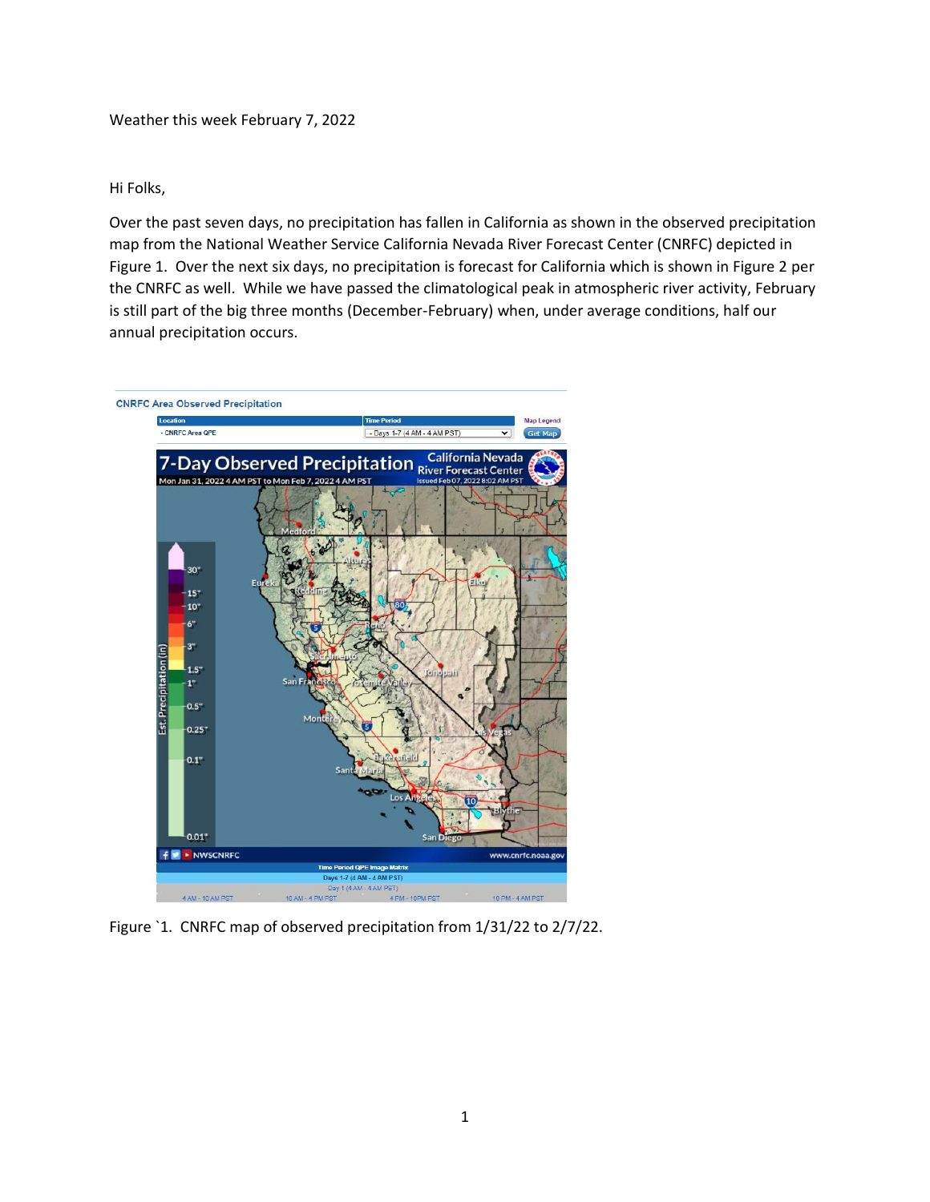Weather this week February 7, 2022

Hi Folks,

Over the past seven days, no precipitation has fallen in California as shown in the observed precipitation map from the National Weather Service California Nevada River Forecast Center (CNRFC) depicted in Figure 1. Over the next six days, no precipitation is forecast for California which is shown in Figure 2 per the CNRFC as well. While we have passed the climatological peak in atmospheric river activity, February is still part of the big three months (December-February) when, under average conditions, half our annual precipitation occurs.

Figure `1. CNRFC map of observed precipitation from 1/31/22 to 2/7/22.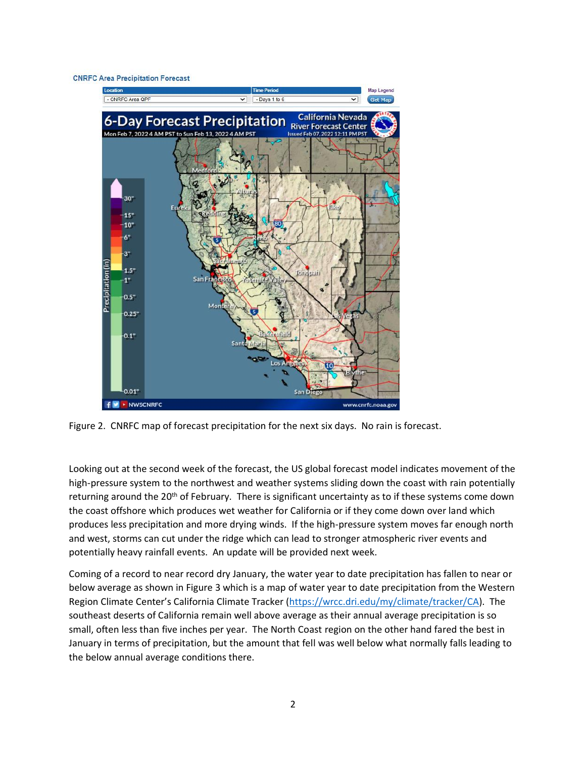Figure 2. CNRFC map of forecast precipitation for the next six days. No rain is forecast.

Looking out at the second week of the forecast, the US global forecast model indicates movement of the high-pressure system to the northwest and weather systems sliding down the coast with rain potentially returning around the 20th of February. There is significant uncertainty as to if these systems come down the coast offshore which produces wet weather for California or if they come down over land which produces less precipitation and more drying winds. If the high-pressure system moves far enough north and west, storms can cut under the ridge which can lead to stronger atmospheric river events and potentially heavy rainfall events. An update will be provided next week.

Coming of a record to near record dry January, the water year to date precipitation has fallen to near or below average as shown in Figure 3 which is a map of water year to date precipitation from the Western Region Climate Center's California Climate Tracker (https://wrcc.dri.edu/my/climate/tracker/CA). The southeast deserts of California remain well above average as their annual average precipitation is so small, often less than five inches per year. The North Coast region on the other hand fared the best in January in terms of precipitation, but the amount that fell was well below what normally falls leading to the below annual average conditions there.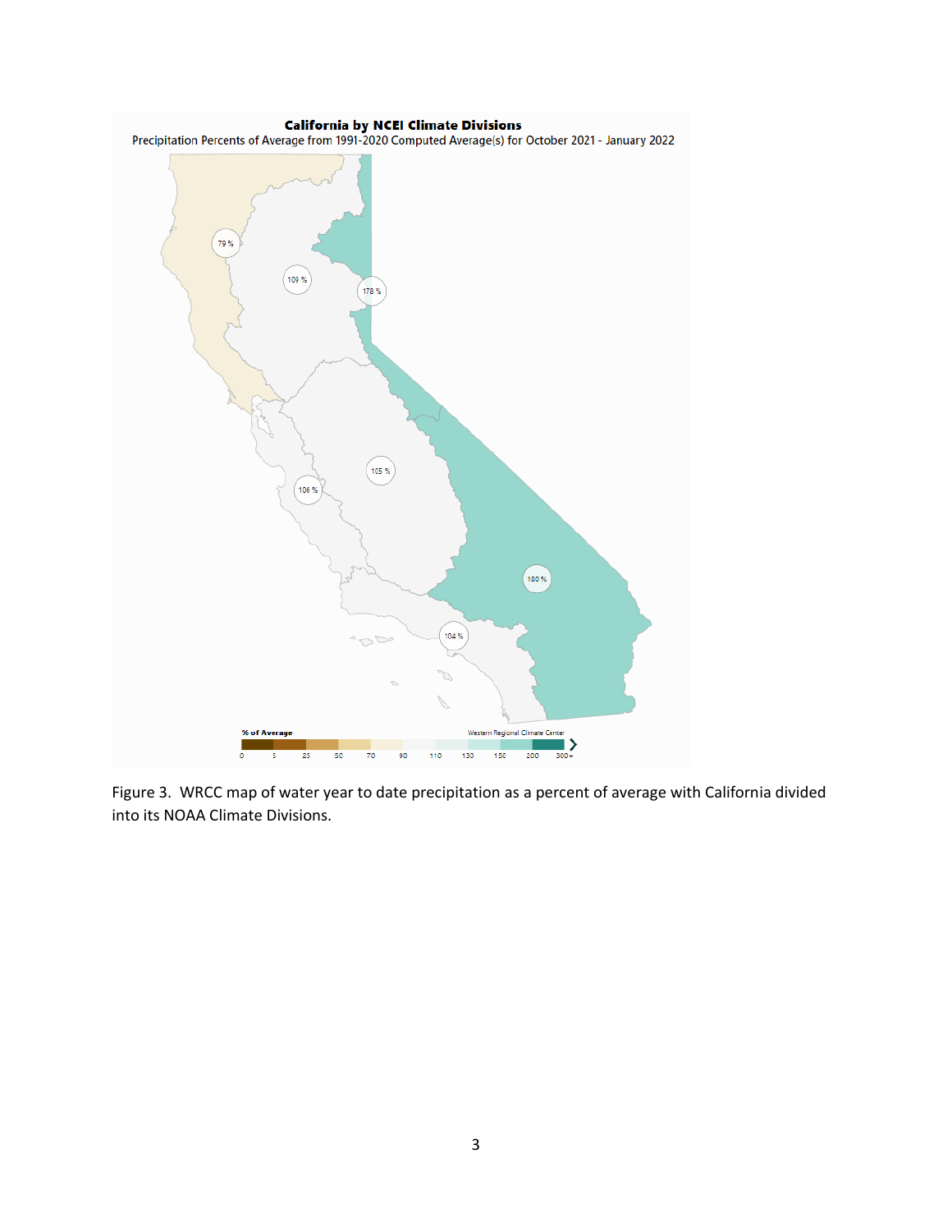**California by NCEI Climate Divisions**

Precipitation Percents of Average from 1991-2020 Computed Average(s) for October 2021 - January 2022

79 %

109 %

178 %

105 %

106 %

180 %

104 %

% of Average

Western Regional Climate Center

0 5 25 50 70 90 110 130 150 200 300+

Figure 3. WRCC map of water year to date precipitation as a percent of average with California divided into its NOAA Climate Divisions.